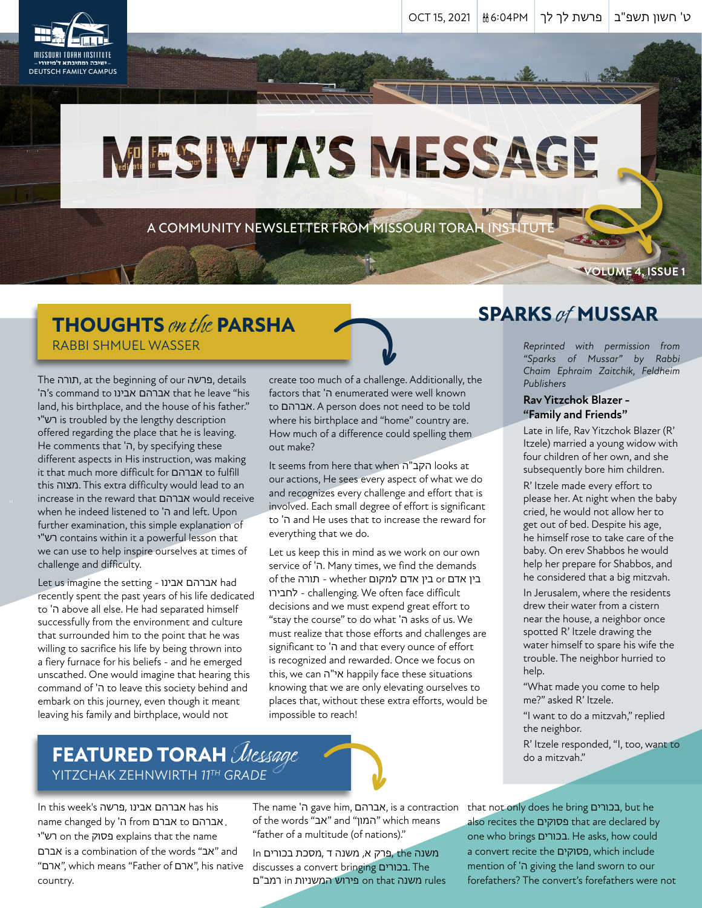OCT 15, 2021 | 6:04PM | פרשת לך לך | ט' חשון תשפ"ב

MISSOURI TORAH INSTITUTE
– ישיבה ומתיבתא ד'מיזורי –
DEUTSCH FAMILY CAMPUS

# MESIVTA'S MESSAGE

A COMMUNITY NEWSLETTER FROM MISSOURI TORAH INSTITUTE

VOLUME 4, ISSUE 1

## THOUGHTS *on the* PARSHA

RABBI SHMUEL WASSER

The תורה, at the beginning of our פרשה, details ה'’s command to אברהם אבינו that he leave "his land, his birthplace, and the house of his father." רש"י is troubled by the lengthy description offered regarding the place that he is leaving. He comments that ה', by specifying these different aspects in His instruction, was making it that much more difficult for אברהם to fulfill this מצוה. This extra difficulty would lead to an increase in the reward that אברהם would receive when he indeed listened to ה' and left. Upon further examination, this simple explanation of רש"י contains within it a powerful lesson that we can use to help inspire ourselves at times of challenge and difficulty.

Let us imagine the setting - אברהם אבינו had recently spent the past years of his life dedicated to ה' above all else. He had separated himself successfully from the environment and culture that surrounded him to the point that he was willing to sacrifice his life by being thrown into a fiery furnace for his beliefs - and he emerged unscathed. One would imagine that hearing this command of ה' to leave this society behind and embark on this journey, even though it meant leaving his family and birthplace, would not create too much of a challenge. Additionally, the factors that ה' enumerated were well known to אברהם. A person does not need to be told where his birthplace and "home" country are. How much of a difference could spelling them out make?

It seems from here that when הקב"ה looks at our actions, He sees every aspect of what we do and recognizes every challenge and effort that is involved. Each small degree of effort is significant to ה' and He uses that to increase the reward for everything that we do.

Let us keep this in mind as we work on our own service of ה'. Many times, we find the demands of the תורה - whether בין אדם למקום or בין אדם לחבירו - challenging. We often face difficult decisions and we must expend great effort to "stay the course" to do what ה' asks of us. We must realize that those efforts and challenges are significant to ה' and that every ounce of effort is recognized and rewarded. Once we focus on this, we can אי"ה happily face these situations knowing that we are only elevating ourselves to places that, without these extra efforts, would be impossible to reach!

## SPARKS *of* MUSSAR

*Reprinted with permission from "Sparks of Mussar" by Rabbi Chaim Ephraim Zaitchik, Feldheim Publishers*

**Rav Yitzchok Blazer - "Family and Friends"**

Late in life, Rav Yitzchok Blazer (R' Itzele) married a young widow with four children of her own, and she subsequently bore him children.

R' Itzele made every effort to please her. At night when the baby cried, he would not allow her to get out of bed. Despite his age, he himself rose to take care of the baby. On erev Shabbos he would help her prepare for Shabbos, and he considered that a big mitzvah.

In Jerusalem, where the residents drew their water from a cistern near the house, a neighbor once spotted R' Itzele drawing the water himself to spare his wife the trouble. The neighbor hurried to help.

"What made you come to help me?" asked R' Itzele.

"I want to do a mitzvah," replied the neighbor.

R' Itzele responded, "I, too, want to do a mitzvah."

## FEATURED TORAH *Message*

YITZCHAK ZEHNWIRTH 11TH GRADE

In this week's פרשה, אברהם אבינו has his name changed by ה' from אברם to אברהם. רש"י on the פסוק explains that the name אברם is a combination of the words "אב" and "ארם", which means "Father of ארם", his native country.

The name ה' gave him, אברהם, is a contraction of the words "אב" and "המון" which means "father of a multitude (of nations)."

In משנה, פרק א, משנה ד, מסכת בכורים discusses a convert bringing בכורים. The רמב"ם in פירוש המשניות on that משנה rules that not only does he bring בכורים, but he also recites the פסוקים that are declared by one who brings בכורים. He asks, how could a convert recite the פסוקים, which include mention of ה' giving the land sworn to our forefathers? The convert's forefathers were not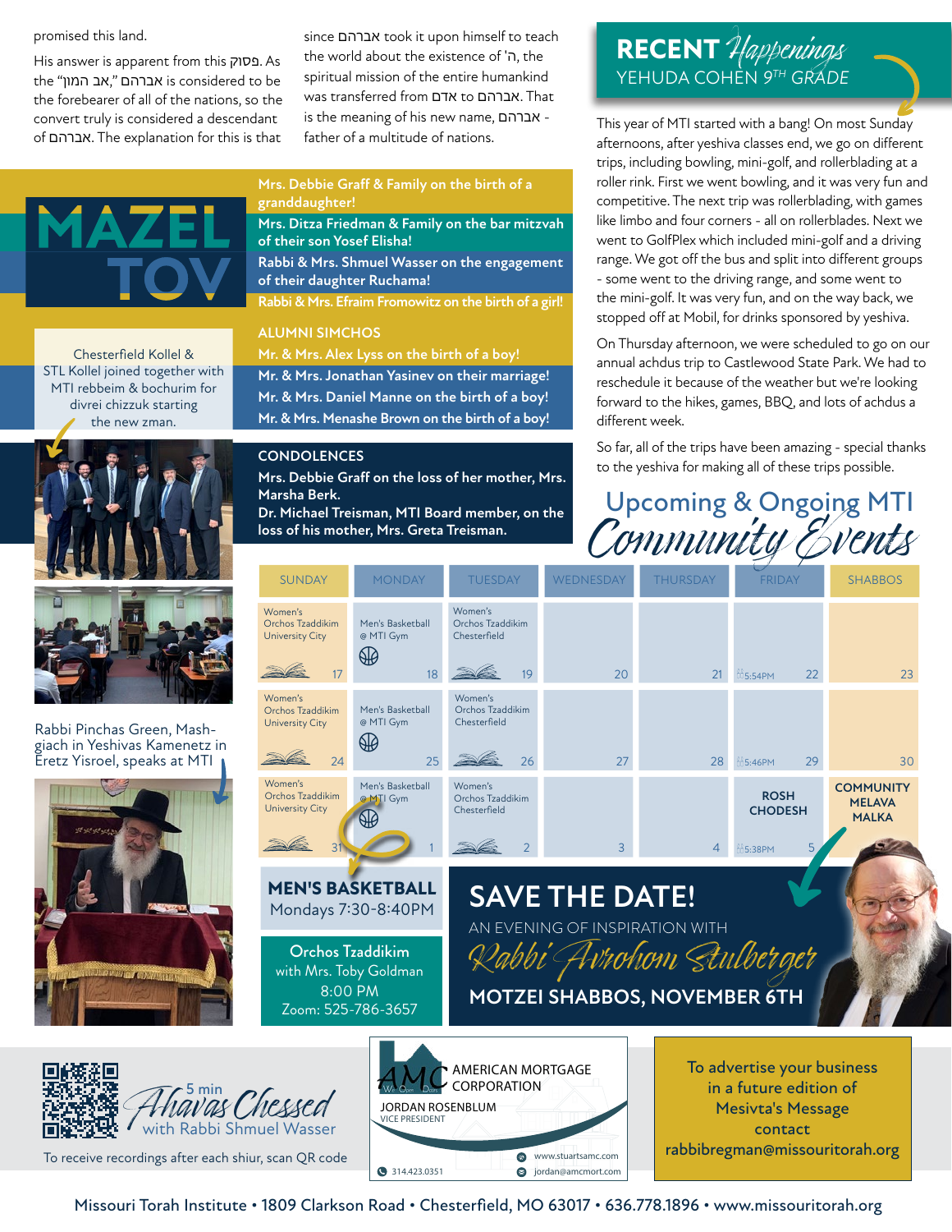promised this land.

His answer is apparent from this פסוק. As the "אב המון," אברהם is considered to be the forebearer of all of the nations, so the convert truly is considered a descendant of אברהם. The explanation for this is that since אברהם took it upon himself to teach the world about the existence of 'ה, the spiritual mission of the entire humankind was transferred from אדם to אברהם. That is the meaning of his new name, אברהם - father of a multitude of nations.

# MAZEL TOV

Mrs. Debbie Graff & Family on the birth of a granddaughter!

Mrs. Ditza Friedman & Family on the bar mitzvah of their son Yosef Elisha!

Rabbi & Mrs. Shmuel Wasser on the engagement of their daughter Ruchama!

Rabbi & Mrs. Efraim Fromowitz on the birth of a girl!

## ALUMNI SIMCHOS

Mr. & Mrs. Alex Lyss on the birth of a boy!

Mr. & Mrs. Jonathan Yasinev on their marriage!

Mr. & Mrs. Daniel Manne on the birth of a boy!

Mr. & Mrs. Menashe Brown on the birth of a boy!

## CONDOLENCES

Mrs. Debbie Graff on the loss of her mother, Mrs. Marsha Berk.

Dr. Michael Treisman, MTI Board member, on the loss of his mother, Mrs. Greta Treisman.

Chesterfield Kollel & STL Kollel joined together with MTI rebbeim & bochurim for divrei chizzuk starting the new zman.

Rabbi Pinchas Green, Mashgiach in Yeshivas Kamenetz in Eretz Yisroel, speaks at MTI

# RECENT *Happenings*

YEHUDA COHEN 9TH GRADE

This year of MTI started with a bang! On most Sunday afternoons, after yeshiva classes end, we go on different trips, including bowling, mini-golf, and rollerblading at a roller rink. First we went bowling, and it was very fun and competitive. The next trip was rollerblading, with games like limbo and four corners - all on rollerblades. Next we went to GolfPlex which included mini-golf and a driving range. We got off the bus and split into different groups - some went to the driving range, and some went to the mini-golf. It was very fun, and on the way back, we stopped off at Mobil, for drinks sponsored by yeshiva.

On Thursday afternoon, we were scheduled to go on our annual achdus trip to Castlewood State Park. We had to reschedule it because of the weather but we're looking forward to the hikes, games, BBQ, and lots of achdus a different week.

So far, all of the trips have been amazing - special thanks to the yeshiva for making all of these trips possible.

# Upcoming & Ongoing MTI *Community Events*

| SUNDAY | MONDAY | TUESDAY | WEDNESDAY | THURSDAY | FRIDAY | SHABBOS |
|---|---|---|---|---|---|---|
| Women's Orchos Tzaddikim University City 17 | Men's Basketball @ MTI Gym 18 | Women's Orchos Tzaddikim Chesterfield 19 | 20 | 21 | 5:54PM 22 | 23 |
| Women's Orchos Tzaddikim University City 24 | Men's Basketball @ MTI Gym 25 | Women's Orchos Tzaddikim Chesterfield 26 | 27 | 28 | 5:46PM 29 | 30 |
| Women's Orchos Tzaddikim University City 31 | Men's Basketball @ MTI Gym 1 | Women's Orchos Tzaddikim Chesterfield 2 | 3 | 4 | ROSH CHODESH 5:38PM 5 | COMMUNITY MELAVA MALKA |

**MEN'S BASKETBALL**
Mondays 7:30-8:40PM

**Orchos Tzaddikim**
with Mrs. Toby Goldman
8:00 PM
Zoom: 525-786-3657

# SAVE THE DATE!

AN EVENING OF INSPIRATION WITH

*Rabbi Avrohom Stulberger*

**MOTZEI SHABBOS, NOVEMBER 6TH**

5 min *Ahavas Chessed* with Rabbi Shmuel Wasser

To receive recordings after each shiur, scan QR code

AMC AMERICAN MORTGAGE CORPORATION
We Open Doors
JORDAN ROSENBLUM
VICE PRESIDENT
314.423.0351
www.stuartsamc.com
jordan@amcmort.com

To advertise your business in a future edition of Mesivta's Message contact rabbibregman@missouritorah.org

Missouri Torah Institute • 1809 Clarkson Road • Chesterfield, MO 63017 • 636.778.1896 • www.missouritorah.org